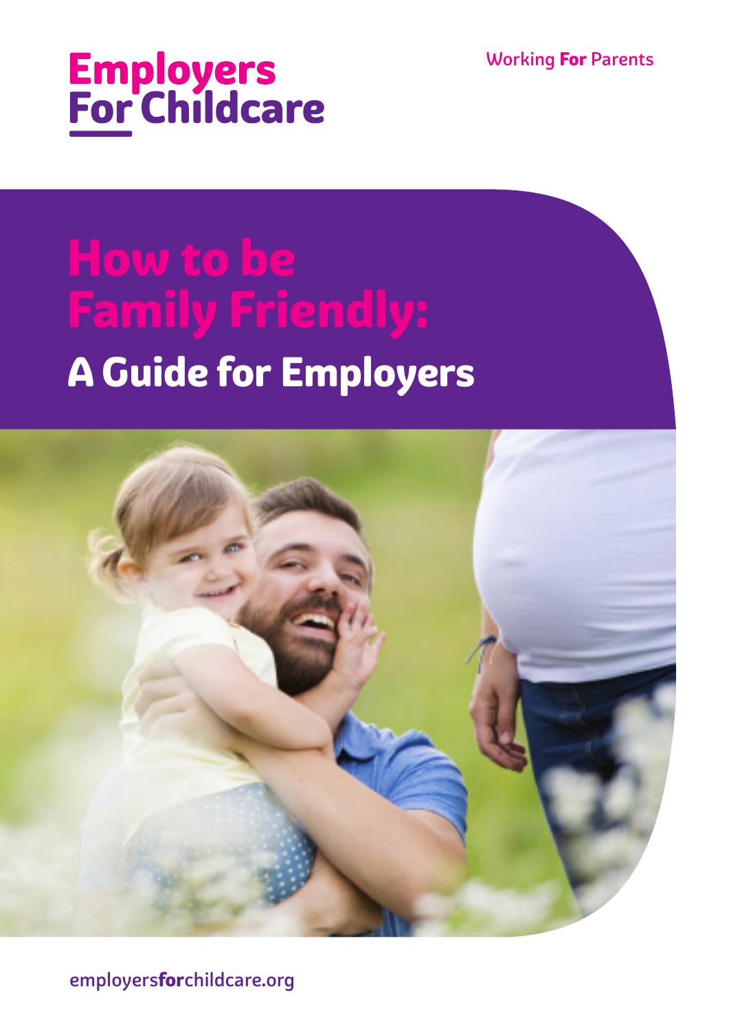Employers For Childcare

Working **For** Parents

# How to be Family Friendly:

## A Guide for Employers

employers**for**childcare.org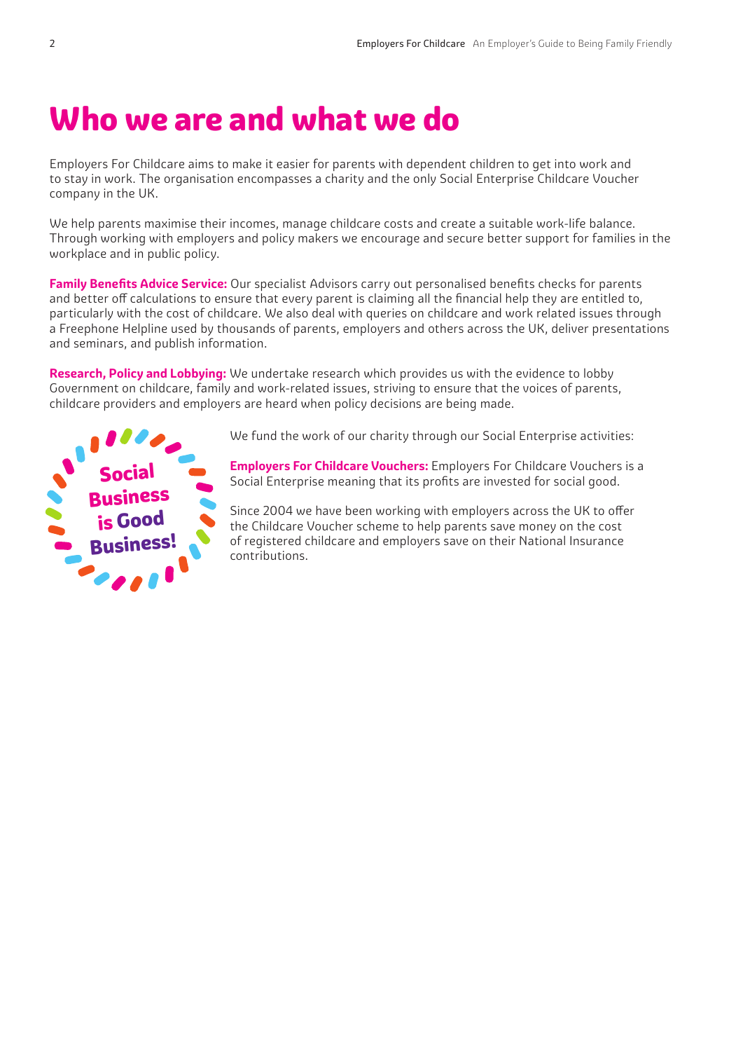# Who we are and what we do

Employers For Childcare aims to make it easier for parents with dependent children to get into work and to stay in work. The organisation encompasses a charity and the only Social Enterprise Childcare Voucher company in the UK.

We help parents maximise their incomes, manage childcare costs and create a suitable work-life balance. Through working with employers and policy makers we encourage and secure better support for families in the workplace and in public policy.

**Family Benefits Advice Service:** Our specialist Advisors carry out personalised benefits checks for parents and better off calculations to ensure that every parent is claiming all the financial help they are entitled to, particularly with the cost of childcare. We also deal with queries on childcare and work related issues through a Freephone Helpline used by thousands of parents, employers and others across the UK, deliver presentations and seminars, and publish information.

**Research, Policy and Lobbying:** We undertake research which provides us with the evidence to lobby Government on childcare, family and work-related issues, striving to ensure that the voices of parents, childcare providers and employers are heard when policy decisions are being made.

Social Business is Good Business!

We fund the work of our charity through our Social Enterprise activities:

**Employers For Childcare Vouchers:** Employers For Childcare Vouchers is a Social Enterprise meaning that its profits are invested for social good.

Since 2004 we have been working with employers across the UK to offer the Childcare Voucher scheme to help parents save money on the cost of registered childcare and employers save on their National Insurance contributions.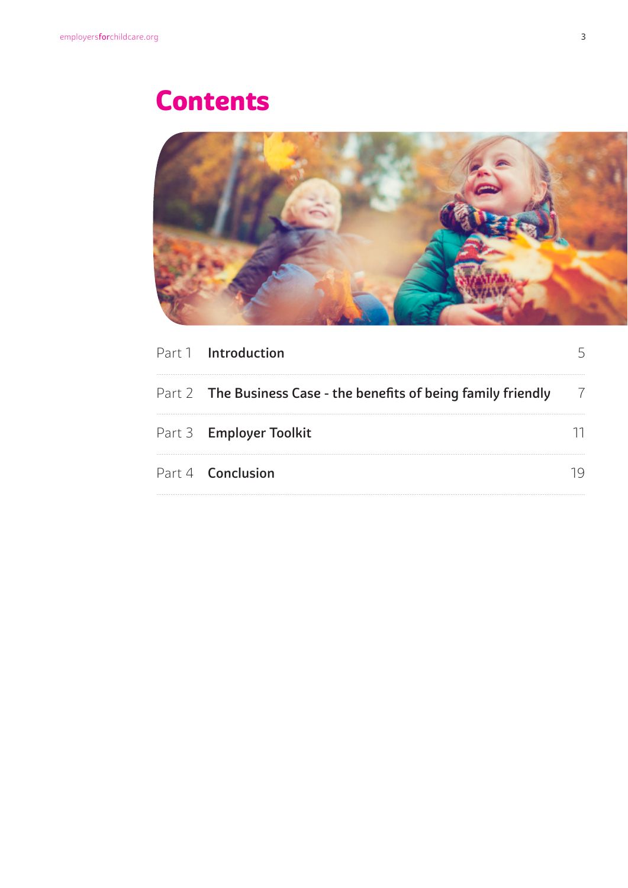# Contents

| | | |
|---|---|---|
| Part 1 | **Introduction** | 5 |
| Part 2 | **The Business Case - the benefits of being family friendly** | 7 |
| Part 3 | **Employer Toolkit** | 11 |
| Part 4 | **Conclusion** | 19 |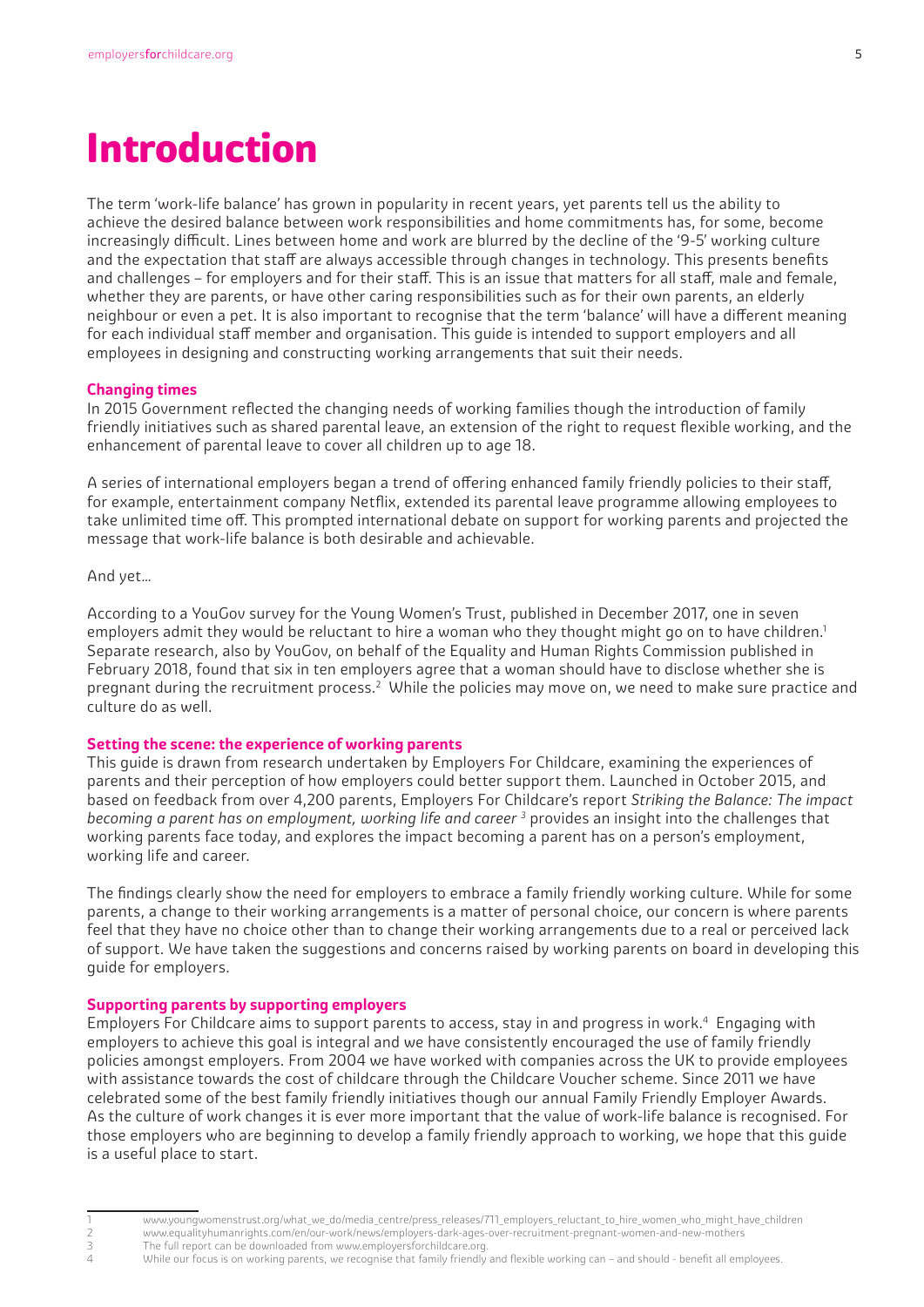# Introduction

The term 'work-life balance' has grown in popularity in recent years, yet parents tell us the ability to achieve the desired balance between work responsibilities and home commitments has, for some, become increasingly difficult. Lines between home and work are blurred by the decline of the '9-5' working culture and the expectation that staff are always accessible through changes in technology. This presents benefits and challenges – for employers and for their staff. This is an issue that matters for all staff, male and female, whether they are parents, or have other caring responsibilities such as for their own parents, an elderly neighbour or even a pet. It is also important to recognise that the term 'balance' will have a different meaning for each individual staff member and organisation. This guide is intended to support employers and all employees in designing and constructing working arrangements that suit their needs.

**Changing times**

In 2015 Government reflected the changing needs of working families though the introduction of family friendly initiatives such as shared parental leave, an extension of the right to request flexible working, and the enhancement of parental leave to cover all children up to age 18.

A series of international employers began a trend of offering enhanced family friendly policies to their staff, for example, entertainment company Netflix, extended its parental leave programme allowing employees to take unlimited time off. This prompted international debate on support for working parents and projected the message that work-life balance is both desirable and achievable.

And yet…

According to a YouGov survey for the Young Women's Trust, published in December 2017, one in seven employers admit they would be reluctant to hire a woman who they thought might go on to have children.[1] Separate research, also by YouGov, on behalf of the Equality and Human Rights Commission published in February 2018, found that six in ten employers agree that a woman should have to disclose whether she is pregnant during the recruitment process.[2] While the policies may move on, we need to make sure practice and culture do as well.

**Setting the scene: the experience of working parents**

This guide is drawn from research undertaken by Employers For Childcare, examining the experiences of parents and their perception of how employers could better support them. Launched in October 2015, and based on feedback from over 4,200 parents, Employers For Childcare's report *Striking the Balance: The impact becoming a parent has on employment, working life and career* [3] provides an insight into the challenges that working parents face today, and explores the impact becoming a parent has on a person's employment, working life and career.

The findings clearly show the need for employers to embrace a family friendly working culture. While for some parents, a change to their working arrangements is a matter of personal choice, our concern is where parents feel that they have no choice other than to change their working arrangements due to a real or perceived lack of support. We have taken the suggestions and concerns raised by working parents on board in developing this guide for employers.

**Supporting parents by supporting employers**

Employers For Childcare aims to support parents to access, stay in and progress in work.[4] Engaging with employers to achieve this goal is integral and we have consistently encouraged the use of family friendly policies amongst employers. From 2004 we have worked with companies across the UK to provide employees with assistance towards the cost of childcare through the Childcare Voucher scheme. Since 2011 we have celebrated some of the best family friendly initiatives though our annual Family Friendly Employer Awards. As the culture of work changes it is ever more important that the value of work-life balance is recognised. For those employers who are beginning to develop a family friendly approach to working, we hope that this guide is a useful place to start.

1 www.youngwomenstrust.org/what_we_do/media_centre/press_releases/711_employers_reluctant_to_hire_women_who_might_have_children
2 www.equalityhumanrights.com/en/our-work/news/employers-dark-ages-over-recruitment-pregnant-women-and-new-mothers
3 The full report can be downloaded from www.employersforchildcare.org.
4 While our focus is on working parents, we recognise that family friendly and flexible working can – and should - benefit all employees.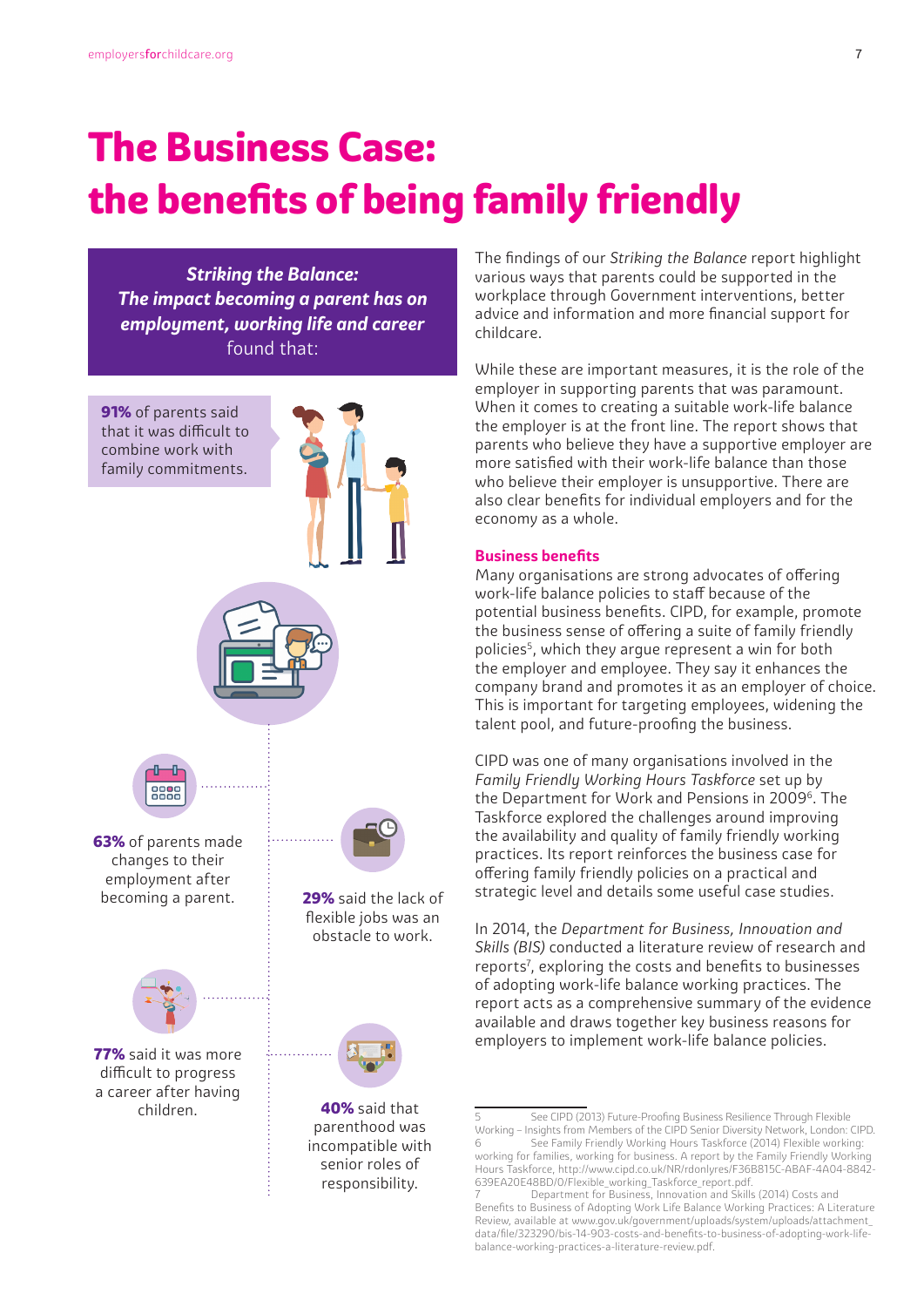# The Business Case: the benefits of being family friendly

***Striking the Balance: The impact becoming a parent has on employment, working life and career*** found that:

**91%** of parents said that it was difficult to combine work with family commitments.

**63%** of parents made changes to their employment after becoming a parent.

**29%** said the lack of flexible jobs was an obstacle to work.

**77%** said it was more difficult to progress a career after having children.

**40%** said that parenthood was incompatible with senior roles of responsibility.

The findings of our *Striking the Balance* report highlight various ways that parents could be supported in the workplace through Government interventions, better advice and information and more financial support for childcare.

While these are important measures, it is the role of the employer in supporting parents that was paramount. When it comes to creating a suitable work-life balance the employer is at the front line. The report shows that parents who believe they have a supportive employer are more satisfied with their work-life balance than those who believe their employer is unsupportive. There are also clear benefits for individual employers and for the economy as a whole.

### Business benefits

Many organisations are strong advocates of offering work-life balance policies to staff because of the potential business benefits. CIPD, for example, promote the business sense of offering a suite of family friendly policies[5], which they argue represent a win for both the employer and employee. They say it enhances the company brand and promotes it as an employer of choice. This is important for targeting employees, widening the talent pool, and future-proofing the business.

CIPD was one of many organisations involved in the *Family Friendly Working Hours Taskforce* set up by the Department for Work and Pensions in 2009[6]. The Taskforce explored the challenges around improving the availability and quality of family friendly working practices. Its report reinforces the business case for offering family friendly policies on a practical and strategic level and details some useful case studies.

In 2014, the *Department for Business, Innovation and Skills (BIS)* conducted a literature review of research and reports[7], exploring the costs and benefits to businesses of adopting work-life balance working practices. The report acts as a comprehensive summary of the evidence available and draws together key business reasons for employers to implement work-life balance policies.

---

5 See CIPD (2013) Future-Proofing Business Resilience Through Flexible Working – Insights from Members of the CIPD Senior Diversity Network, London: CIPD.

6 See Family Friendly Working Hours Taskforce (2014) Flexible working: working for families, working for business. A report by the Family Friendly Working Hours Taskforce, http://www.cipd.co.uk/NR/rdonlyres/F36B815C-ABAF-4A04-8842-639EA20E48BD/0/Flexible_working_Taskforce_report.pdf.

7 Department for Business, Innovation and Skills (2014) Costs and Benefits to Business of Adopting Work Life Balance Working Practices: A Literature Review, available at www.gov.uk/government/uploads/system/uploads/attachment_data/file/323290/bis-14-903-costs-and-benefits-to-business-of-adopting-work-life-balance-working-practices-a-literature-review.pdf.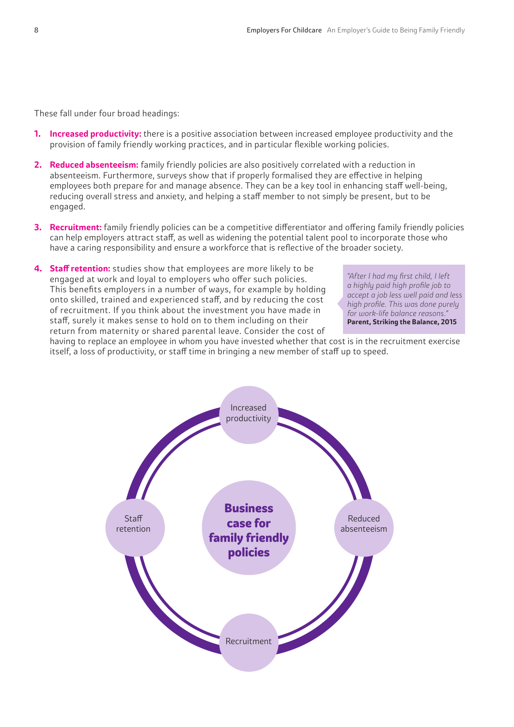These fall under four broad headings:

1. **Increased productivity:** there is a positive association between increased employee productivity and the provision of family friendly working practices, and in particular flexible working policies.

2. **Reduced absenteeism:** family friendly policies are also positively correlated with a reduction in absenteeism. Furthermore, surveys show that if properly formalised they are effective in helping employees both prepare for and manage absence. They can be a key tool in enhancing staff well-being, reducing overall stress and anxiety, and helping a staff member to not simply be present, but to be engaged.

3. **Recruitment:** family friendly policies can be a competitive differentiator and offering family friendly policies can help employers attract staff, as well as widening the potential talent pool to incorporate those who have a caring responsibility and ensure a workforce that is reflective of the broader society.

4. **Staff retention:** studies show that employees are more likely to be engaged at work and loyal to employers who offer such policies. This benefits employers in a number of ways, for example by holding onto skilled, trained and experienced staff, and by reducing the cost of recruitment. If you think about the investment you have made in staff, surely it makes sense to hold on to them including on their return from maternity or shared parental leave. Consider the cost of having to replace an employee in whom you have invested whether that cost is in the recruitment exercise itself, a loss of productivity, or staff time in bringing a new member of staff up to speed.

> *"After I had my first child, I left a highly paid high profile job to accept a job less well paid and less high profile. This was done purely for work-life balance reasons."*
> **Parent, Striking the Balance, 2015**

**Business case for family friendly policies**

- Increased productivity
- Reduced absenteeism
- Recruitment
- Staff retention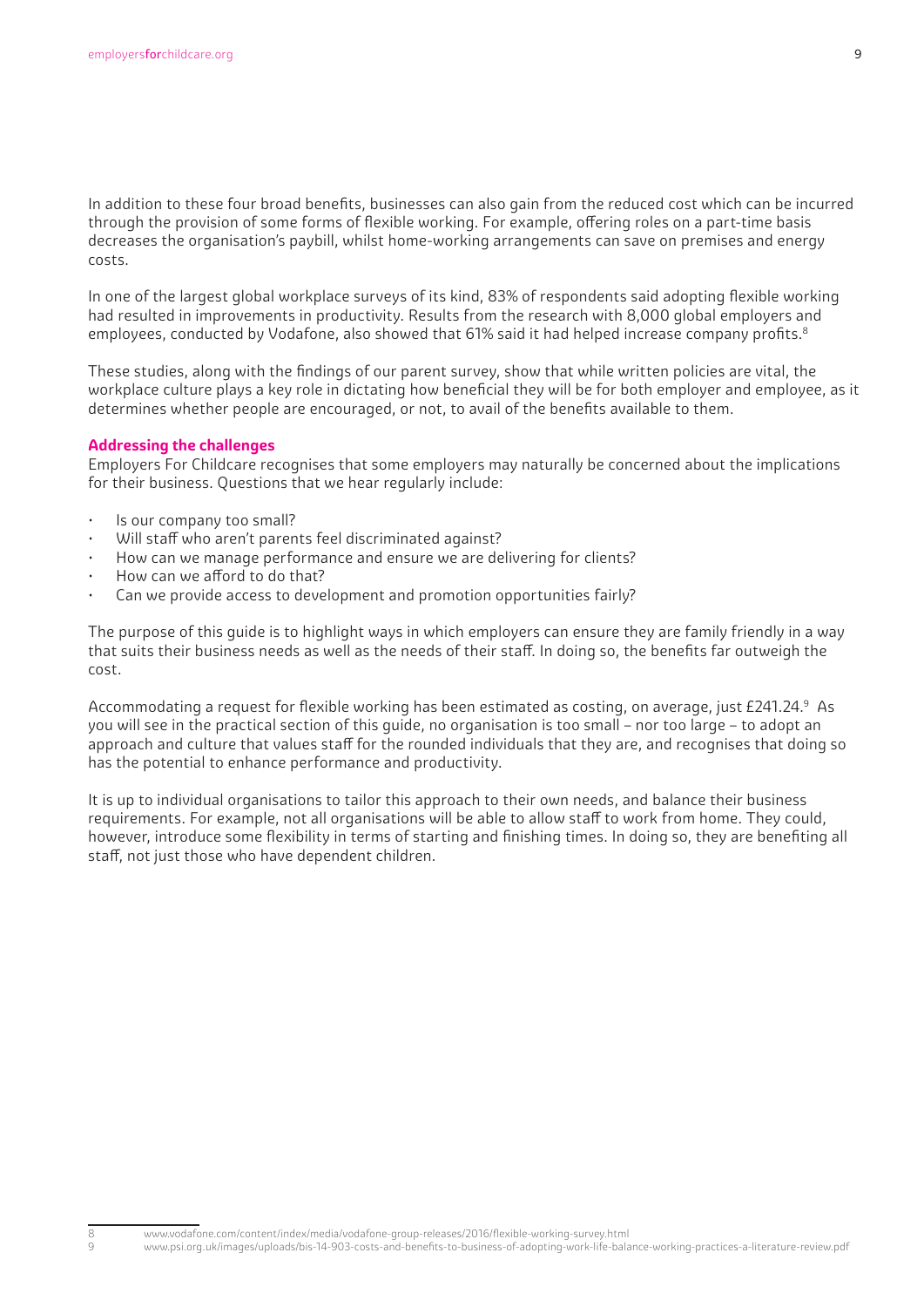In addition to these four broad benefits, businesses can also gain from the reduced cost which can be incurred through the provision of some forms of flexible working. For example, offering roles on a part-time basis decreases the organisation's paybill, whilst home-working arrangements can save on premises and energy costs.

In one of the largest global workplace surveys of its kind, 83% of respondents said adopting flexible working had resulted in improvements in productivity. Results from the research with 8,000 global employers and employees, conducted by Vodafone, also showed that 61% said it had helped increase company profits.[8]

These studies, along with the findings of our parent survey, show that while written policies are vital, the workplace culture plays a key role in dictating how beneficial they will be for both employer and employee, as it determines whether people are encouraged, or not, to avail of the benefits available to them.

**Addressing the challenges**

Employers For Childcare recognises that some employers may naturally be concerned about the implications for their business. Questions that we hear regularly include:

- Is our company too small?
- Will staff who aren't parents feel discriminated against?
- How can we manage performance and ensure we are delivering for clients?
- How can we afford to do that?
- Can we provide access to development and promotion opportunities fairly?

The purpose of this guide is to highlight ways in which employers can ensure they are family friendly in a way that suits their business needs as well as the needs of their staff. In doing so, the benefits far outweigh the cost.

Accommodating a request for flexible working has been estimated as costing, on average, just £241.24.[9] As you will see in the practical section of this guide, no organisation is too small – nor too large – to adopt an approach and culture that values staff for the rounded individuals that they are, and recognises that doing so has the potential to enhance performance and productivity.

It is up to individual organisations to tailor this approach to their own needs, and balance their business requirements. For example, not all organisations will be able to allow staff to work from home. They could, however, introduce some flexibility in terms of starting and finishing times. In doing so, they are benefiting all staff, not just those who have dependent children.

---

8 www.vodafone.com/content/index/media/vodafone-group-releases/2016/flexible-working-survey.html

9 www.psi.org.uk/images/uploads/bis-14-903-costs-and-benefits-to-business-of-adopting-work-life-balance-working-practices-a-literature-review.pdf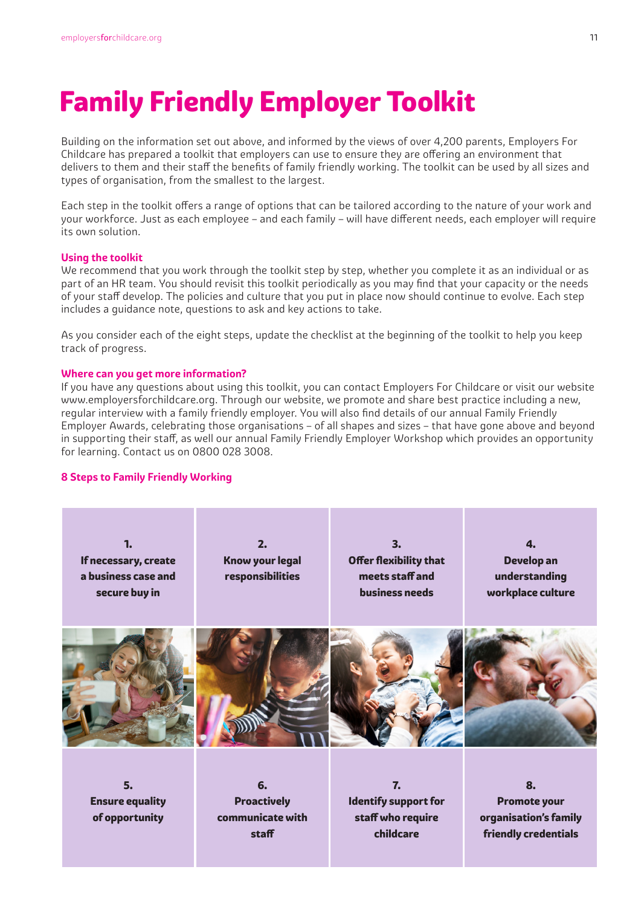# Family Friendly Employer Toolkit

Building on the information set out above, and informed by the views of over 4,200 parents, Employers For Childcare has prepared a toolkit that employers can use to ensure they are offering an environment that delivers to them and their staff the benefits of family friendly working. The toolkit can be used by all sizes and types of organisation, from the smallest to the largest.

Each step in the toolkit offers a range of options that can be tailored according to the nature of your work and your workforce. Just as each employee – and each family – will have different needs, each employer will require its own solution.

### Using the toolkit

We recommend that you work through the toolkit step by step, whether you complete it as an individual or as part of an HR team. You should revisit this toolkit periodically as you may find that your capacity or the needs of your staff develop. The policies and culture that you put in place now should continue to evolve. Each step includes a guidance note, questions to ask and key actions to take.

As you consider each of the eight steps, update the checklist at the beginning of the toolkit to help you keep track of progress.

### Where can you get more information?

If you have any questions about using this toolkit, you can contact Employers For Childcare or visit our website www.employersforchildcare.org. Through our website, we promote and share best practice including a new, regular interview with a family friendly employer. You will also find details of our annual Family Friendly Employer Awards, celebrating those organisations – of all shapes and sizes – that have gone above and beyond in supporting their staff, as well our annual Family Friendly Employer Workshop which provides an opportunity for learning. Contact us on 0800 028 3008.

### 8 Steps to Family Friendly Working

1. **If necessary, create a business case and secure buy in**
2. **Know your legal responsibilities**
3. **Offer flexibility that meets staff and business needs**
4. **Develop an understanding workplace culture**
5. **Ensure equality of opportunity**
6. **Proactively communicate with staff**
7. **Identify support for staff who require childcare**
8. **Promote your organisation's family friendly credentials**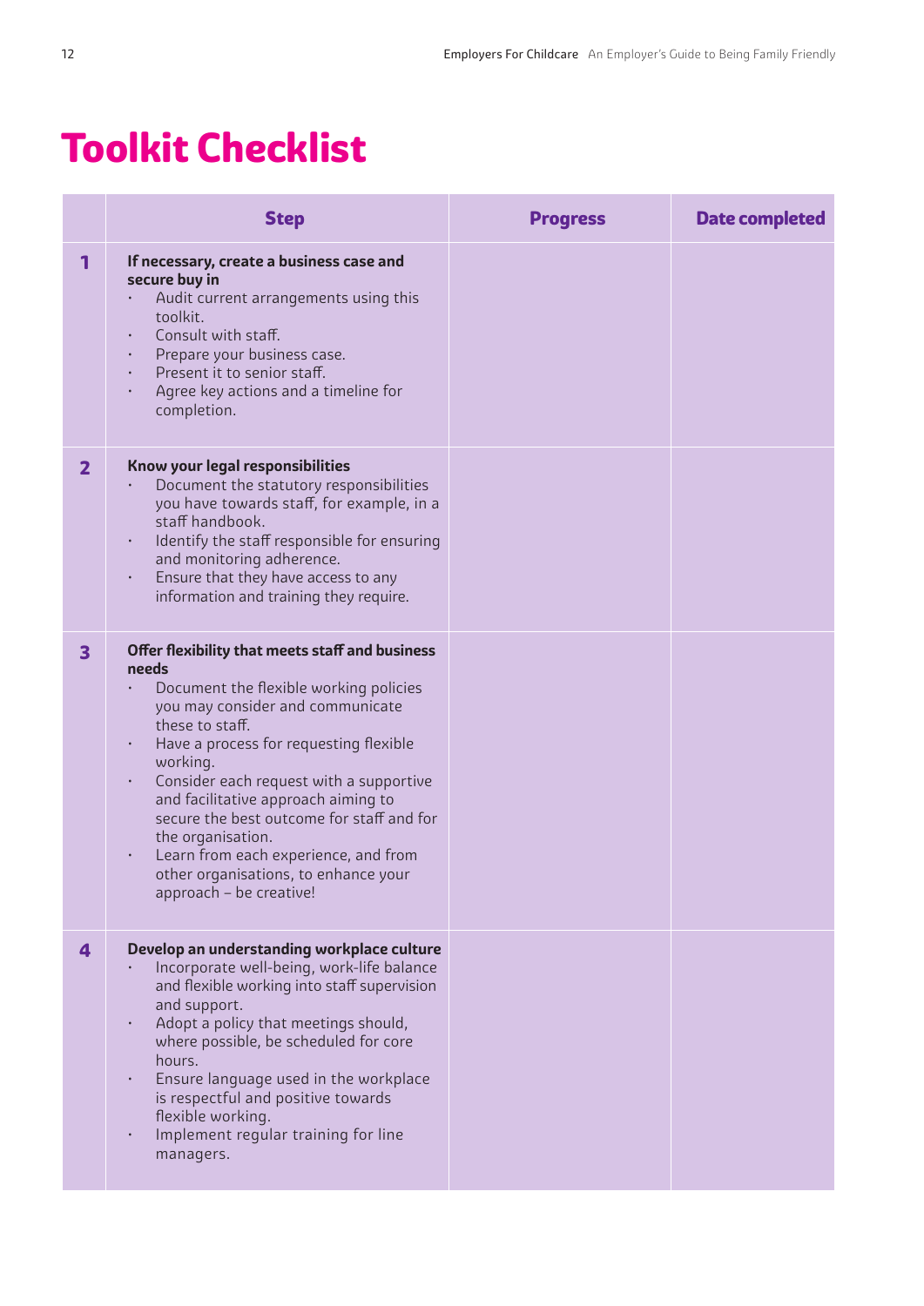# Toolkit Checklist

| | Step | Progress | Date completed |
|---|---|---|---|
| 1 | **If necessary, create a business case and secure buy in**<br>• Audit current arrangements using this toolkit.<br>• Consult with staff.<br>• Prepare your business case.<br>• Present it to senior staff.<br>• Agree key actions and a timeline for completion. | | |
| 2 | **Know your legal responsibilities**<br>• Document the statutory responsibilities you have towards staff, for example, in a staff handbook.<br>• Identify the staff responsible for ensuring and monitoring adherence.<br>• Ensure that they have access to any information and training they require. | | |
| 3 | **Offer flexibility that meets staff and business needs**<br>• Document the flexible working policies you may consider and communicate these to staff.<br>• Have a process for requesting flexible working.<br>• Consider each request with a supportive and facilitative approach aiming to secure the best outcome for staff and for the organisation.<br>• Learn from each experience, and from other organisations, to enhance your approach – be creative! | | |
| 4 | **Develop an understanding workplace culture**<br>• Incorporate well-being, work-life balance and flexible working into staff supervision and support.<br>• Adopt a policy that meetings should, where possible, be scheduled for core hours.<br>• Ensure language used in the workplace is respectful and positive towards flexible working.<br>• Implement regular training for line managers. | | |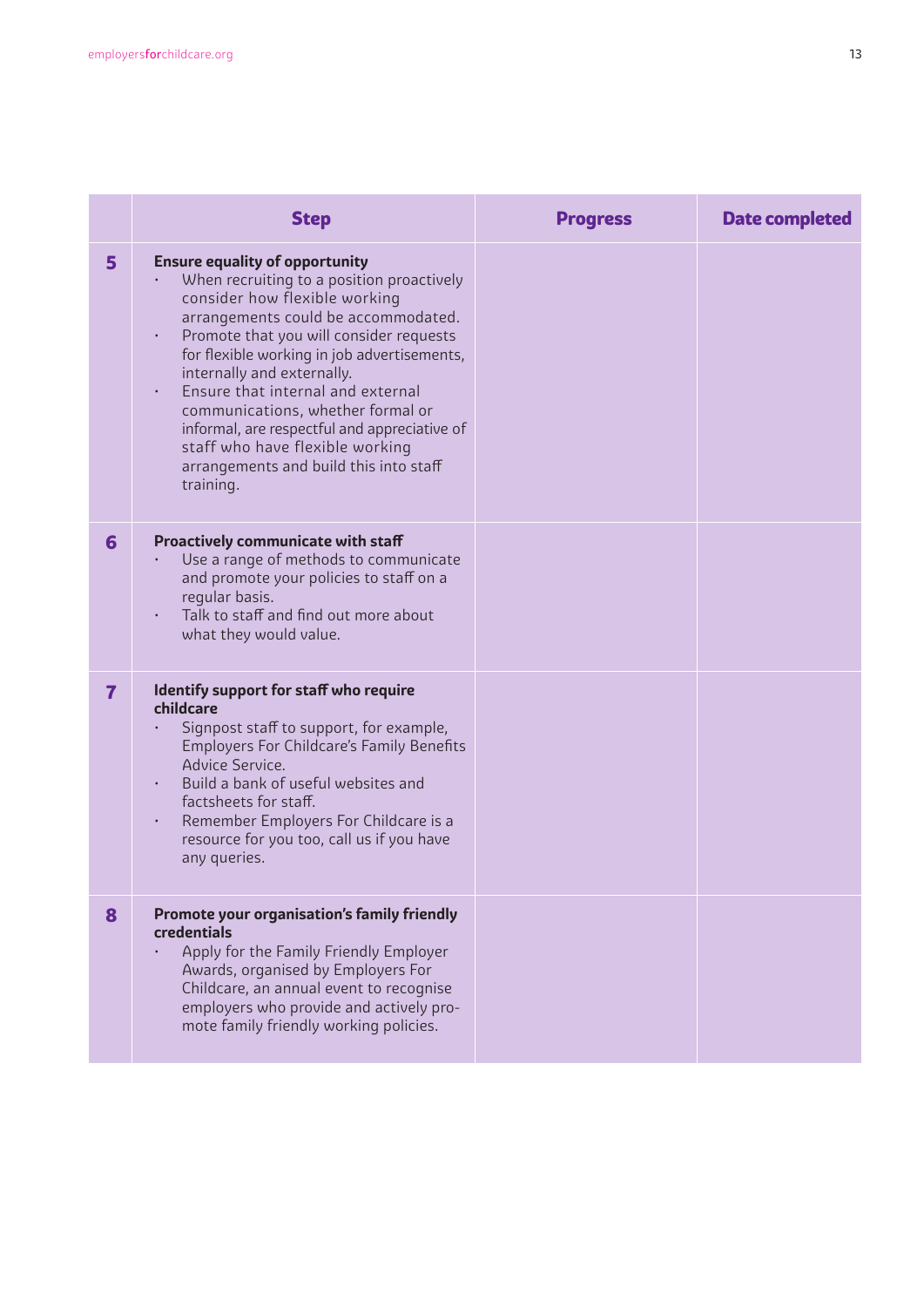| | Step | Progress | Date completed |
|---|---|---|---|
| **5** | **Ensure equality of opportunity**<br>• When recruiting to a position proactively consider how flexible working arrangements could be accommodated.<br>• Promote that you will consider requests for flexible working in job advertisements, internally and externally.<br>• Ensure that internal and external communications, whether formal or informal, are respectful and appreciative of staff who have flexible working arrangements and build this into staff training. | | |
| **6** | **Proactively communicate with staff**<br>• Use a range of methods to communicate and promote your policies to staff on a regular basis.<br>• Talk to staff and find out more about what they would value. | | |
| **7** | **Identify support for staff who require childcare**<br>• Signpost staff to support, for example, Employers For Childcare's Family Benefits Advice Service.<br>• Build a bank of useful websites and factsheets for staff.<br>• Remember Employers For Childcare is a resource for you too, call us if you have any queries. | | |
| **8** | **Promote your organisation's family friendly credentials**<br>• Apply for the Family Friendly Employer Awards, organised by Employers For Childcare, an annual event to recognise employers who provide and actively promote family friendly working policies. | | |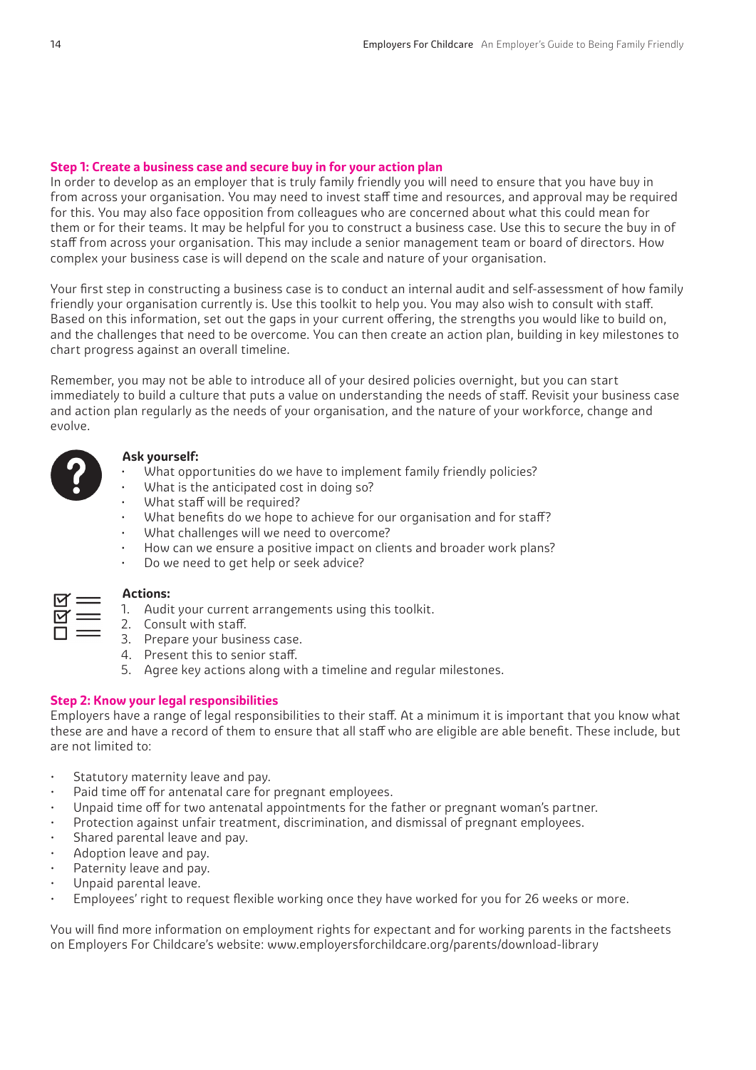## Step 1: Create a business case and secure buy in for your action plan

In order to develop as an employer that is truly family friendly you will need to ensure that you have buy in from across your organisation. You may need to invest staff time and resources, and approval may be required for this. You may also face opposition from colleagues who are concerned about what this could mean for them or for their teams. It may be helpful for you to construct a business case. Use this to secure the buy in of staff from across your organisation. This may include a senior management team or board of directors. How complex your business case is will depend on the scale and nature of your organisation.

Your first step in constructing a business case is to conduct an internal audit and self-assessment of how family friendly your organisation currently is. Use this toolkit to help you. You may also wish to consult with staff. Based on this information, set out the gaps in your current offering, the strengths you would like to build on, and the challenges that need to be overcome. You can then create an action plan, building in key milestones to chart progress against an overall timeline.

Remember, you may not be able to introduce all of your desired policies overnight, but you can start immediately to build a culture that puts a value on understanding the needs of staff. Revisit your business case and action plan regularly as the needs of your organisation, and the nature of your workforce, change and evolve.

**Ask yourself:**

- What opportunities do we have to implement family friendly policies?
- What is the anticipated cost in doing so?
- What staff will be required?
- What benefits do we hope to achieve for our organisation and for staff?
- What challenges will we need to overcome?
- How can we ensure a positive impact on clients and broader work plans?
- Do we need to get help or seek advice?

**Actions:**

1. Audit your current arrangements using this toolkit.
2. Consult with staff.
3. Prepare your business case.
4. Present this to senior staff.
5. Agree key actions along with a timeline and regular milestones.

## Step 2: Know your legal responsibilities

Employers have a range of legal responsibilities to their staff. At a minimum it is important that you know what these are and have a record of them to ensure that all staff who are eligible are able benefit. These include, but are not limited to:

- Statutory maternity leave and pay.
- Paid time off for antenatal care for pregnant employees.
- Unpaid time off for two antenatal appointments for the father or pregnant woman's partner.
- Protection against unfair treatment, discrimination, and dismissal of pregnant employees.
- Shared parental leave and pay.
- Adoption leave and pay.
- Paternity leave and pay.
- Unpaid parental leave.
- Employees' right to request flexible working once they have worked for you for 26 weeks or more.

You will find more information on employment rights for expectant and for working parents in the factsheets on Employers For Childcare's website: www.employersforchildcare.org/parents/download-library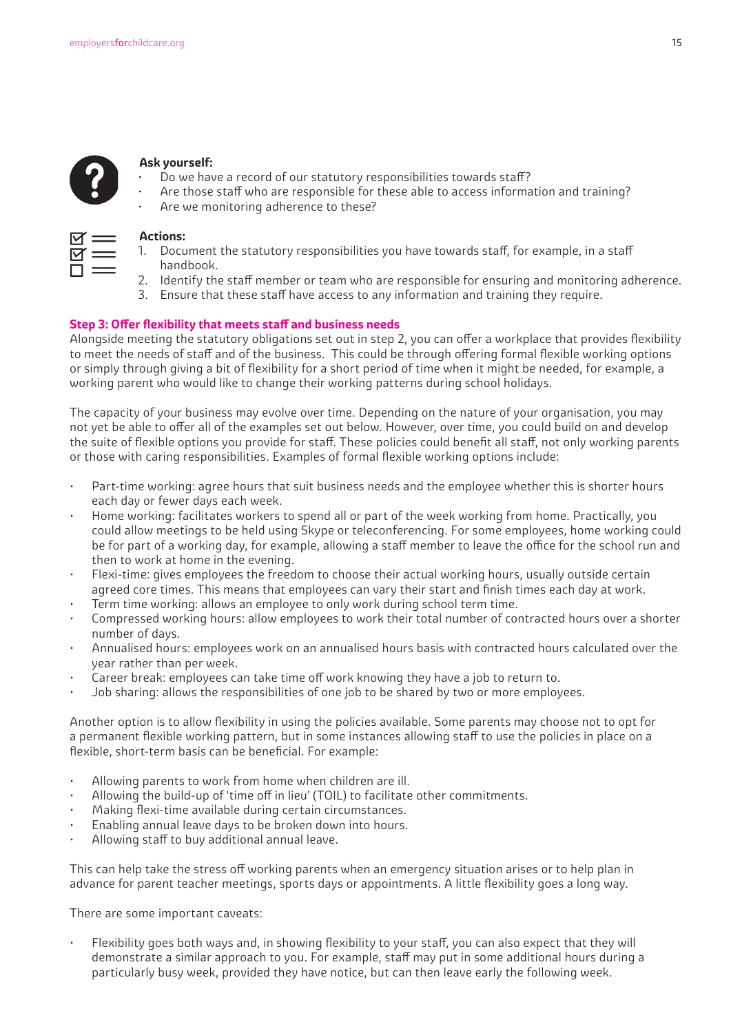**Ask yourself:**

- Do we have a record of our statutory responsibilities towards staff?
- Are those staff who are responsible for these able to access information and training?
- Are we monitoring adherence to these?

**Actions:**

1. Document the statutory responsibilities you have towards staff, for example, in a staff handbook.
2. Identify the staff member or team who are responsible for ensuring and monitoring adherence.
3. Ensure that these staff have access to any information and training they require.

### Step 3: Offer flexibility that meets staff and business needs

Alongside meeting the statutory obligations set out in step 2, you can offer a workplace that provides flexibility to meet the needs of staff and of the business. This could be through offering formal flexible working options or simply through giving a bit of flexibility for a short period of time when it might be needed, for example, a working parent who would like to change their working patterns during school holidays.

The capacity of your business may evolve over time. Depending on the nature of your organisation, you may not yet be able to offer all of the examples set out below. However, over time, you could build on and develop the suite of flexible options you provide for staff. These policies could benefit all staff, not only working parents or those with caring responsibilities. Examples of formal flexible working options include:

- Part-time working: agree hours that suit business needs and the employee whether this is shorter hours each day or fewer days each week.
- Home working: facilitates workers to spend all or part of the week working from home. Practically, you could allow meetings to be held using Skype or teleconferencing. For some employees, home working could be for part of a working day, for example, allowing a staff member to leave the office for the school run and then to work at home in the evening.
- Flexi-time: gives employees the freedom to choose their actual working hours, usually outside certain agreed core times. This means that employees can vary their start and finish times each day at work.
- Term time working: allows an employee to only work during school term time.
- Compressed working hours: allow employees to work their total number of contracted hours over a shorter number of days.
- Annualised hours: employees work on an annualised hours basis with contracted hours calculated over the year rather than per week.
- Career break: employees can take time off work knowing they have a job to return to.
- Job sharing: allows the responsibilities of one job to be shared by two or more employees.

Another option is to allow flexibility in using the policies available. Some parents may choose not to opt for a permanent flexible working pattern, but in some instances allowing staff to use the policies in place on a flexible, short-term basis can be beneficial. For example:

- Allowing parents to work from home when children are ill.
- Allowing the build-up of 'time off in lieu' (TOIL) to facilitate other commitments.
- Making flexi-time available during certain circumstances.
- Enabling annual leave days to be broken down into hours.
- Allowing staff to buy additional annual leave.

This can help take the stress off working parents when an emergency situation arises or to help plan in advance for parent teacher meetings, sports days or appointments. A little flexibility goes a long way.

There are some important caveats:

- Flexibility goes both ways and, in showing flexibility to your staff, you can also expect that they will demonstrate a similar approach to you. For example, staff may put in some additional hours during a particularly busy week, provided they have notice, but can then leave early the following week.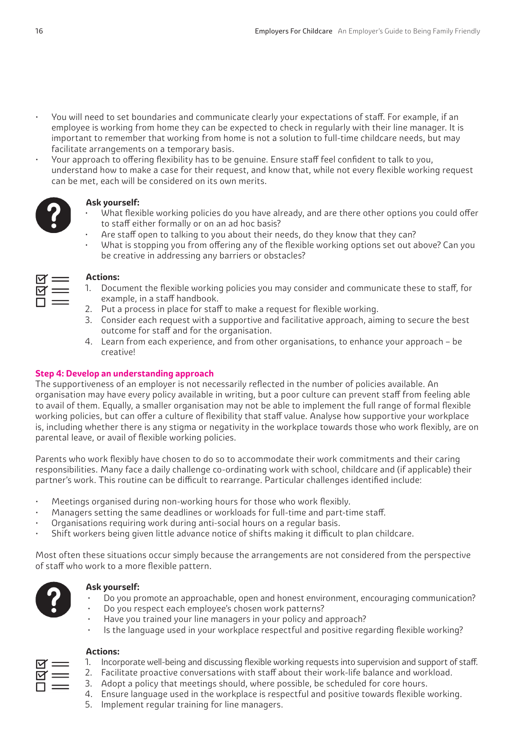- You will need to set boundaries and communicate clearly your expectations of staff. For example, if an employee is working from home they can be expected to check in regularly with their line manager. It is important to remember that working from home is not a solution to full-time childcare needs, but may facilitate arrangements on a temporary basis.
- Your approach to offering flexibility has to be genuine. Ensure staff feel confident to talk to you, understand how to make a case for their request, and know that, while not every flexible working request can be met, each will be considered on its own merits.

**Ask yourself:**

- What flexible working policies do you have already, and are there other options you could offer to staff either formally or on an ad hoc basis?
- Are staff open to talking to you about their needs, do they know that they can?
- What is stopping you from offering any of the flexible working options set out above? Can you be creative in addressing any barriers or obstacles?

**Actions:**

1. Document the flexible working policies you may consider and communicate these to staff, for example, in a staff handbook.
2. Put a process in place for staff to make a request for flexible working.
3. Consider each request with a supportive and facilitative approach, aiming to secure the best outcome for staff and for the organisation.
4. Learn from each experience, and from other organisations, to enhance your approach – be creative!

### Step 4: Develop an understanding approach

The supportiveness of an employer is not necessarily reflected in the number of policies available. An organisation may have every policy available in writing, but a poor culture can prevent staff from feeling able to avail of them. Equally, a smaller organisation may not be able to implement the full range of formal flexible working policies, but can offer a culture of flexibility that staff value. Analyse how supportive your workplace is, including whether there is any stigma or negativity in the workplace towards those who work flexibly, are on parental leave, or avail of flexible working policies.

Parents who work flexibly have chosen to do so to accommodate their work commitments and their caring responsibilities. Many face a daily challenge co-ordinating work with school, childcare and (if applicable) their partner's work. This routine can be difficult to rearrange. Particular challenges identified include:

- Meetings organised during non-working hours for those who work flexibly.
- Managers setting the same deadlines or workloads for full-time and part-time staff.
- Organisations requiring work during anti-social hours on a regular basis.
- Shift workers being given little advance notice of shifts making it difficult to plan childcare.

Most often these situations occur simply because the arrangements are not considered from the perspective of staff who work to a more flexible pattern.

**Ask yourself:**

- Do you promote an approachable, open and honest environment, encouraging communication?
- Do you respect each employee's chosen work patterns?
- Have you trained your line managers in your policy and approach?
- Is the language used in your workplace respectful and positive regarding flexible working?

**Actions:**

1. Incorporate well-being and discussing flexible working requests into supervision and support of staff.
2. Facilitate proactive conversations with staff about their work-life balance and workload.
3. Adopt a policy that meetings should, where possible, be scheduled for core hours.
4. Ensure language used in the workplace is respectful and positive towards flexible working.
5. Implement regular training for line managers.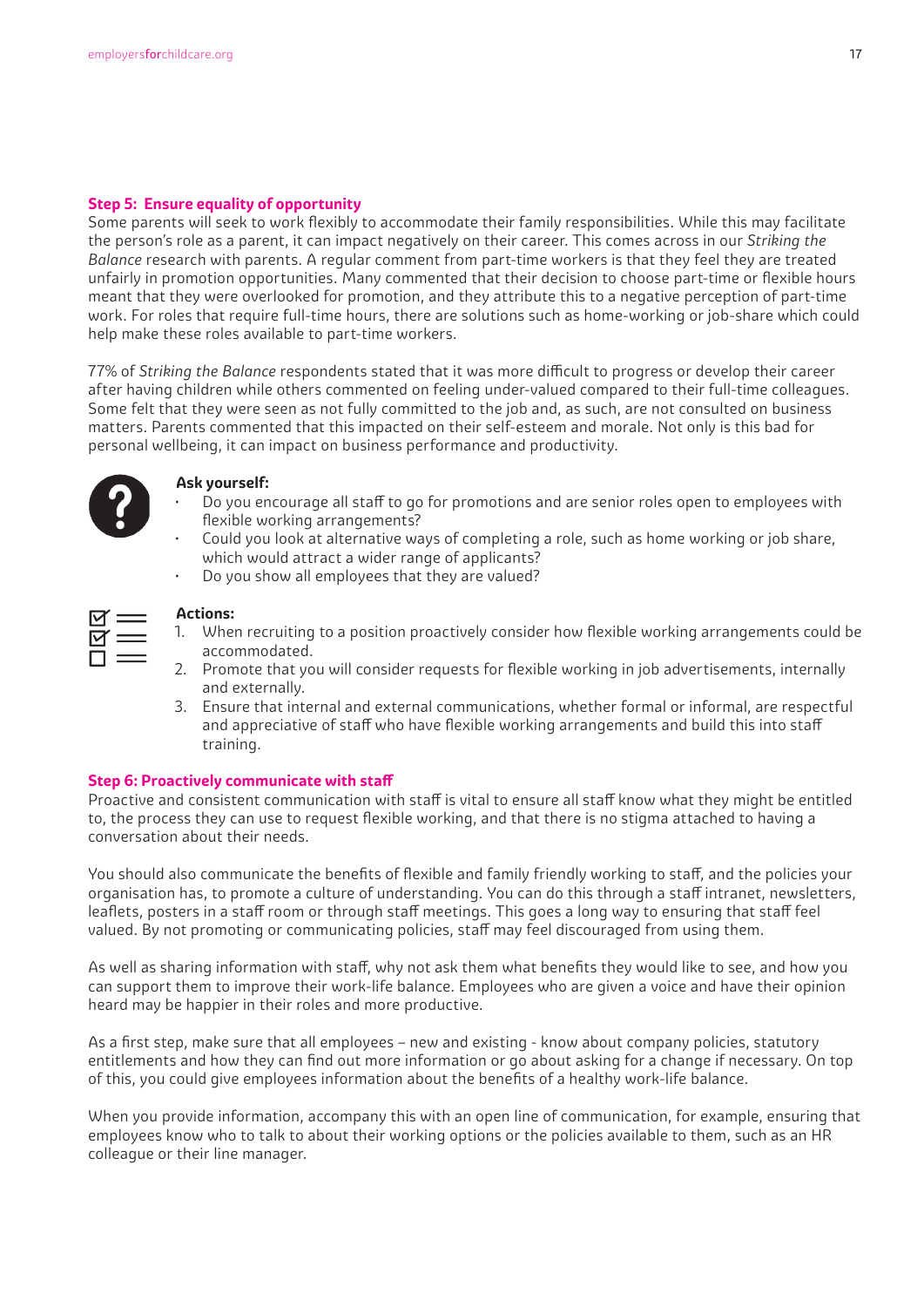## Step 5: Ensure equality of opportunity

Some parents will seek to work flexibly to accommodate their family responsibilities. While this may facilitate the person's role as a parent, it can impact negatively on their career. This comes across in our *Striking the Balance* research with parents. A regular comment from part-time workers is that they feel they are treated unfairly in promotion opportunities. Many commented that their decision to choose part-time or flexible hours meant that they were overlooked for promotion, and they attribute this to a negative perception of part-time work. For roles that require full-time hours, there are solutions such as home-working or job-share which could help make these roles available to part-time workers.

77% of *Striking the Balance* respondents stated that it was more difficult to progress or develop their career after having children while others commented on feeling under-valued compared to their full-time colleagues. Some felt that they were seen as not fully committed to the job and, as such, are not consulted on business matters. Parents commented that this impacted on their self-esteem and morale. Not only is this bad for personal wellbeing, it can impact on business performance and productivity.

**Ask yourself:**

- Do you encourage all staff to go for promotions and are senior roles open to employees with flexible working arrangements?
- Could you look at alternative ways of completing a role, such as home working or job share, which would attract a wider range of applicants?
- Do you show all employees that they are valued?

**Actions:**

1. When recruiting to a position proactively consider how flexible working arrangements could be accommodated.
2. Promote that you will consider requests for flexible working in job advertisements, internally and externally.
3. Ensure that internal and external communications, whether formal or informal, are respectful and appreciative of staff who have flexible working arrangements and build this into staff training.

## Step 6: Proactively communicate with staff

Proactive and consistent communication with staff is vital to ensure all staff know what they might be entitled to, the process they can use to request flexible working, and that there is no stigma attached to having a conversation about their needs.

You should also communicate the benefits of flexible and family friendly working to staff, and the policies your organisation has, to promote a culture of understanding. You can do this through a staff intranet, newsletters, leaflets, posters in a staff room or through staff meetings. This goes a long way to ensuring that staff feel valued. By not promoting or communicating policies, staff may feel discouraged from using them.

As well as sharing information with staff, why not ask them what benefits they would like to see, and how you can support them to improve their work-life balance. Employees who are given a voice and have their opinion heard may be happier in their roles and more productive.

As a first step, make sure that all employees – new and existing - know about company policies, statutory entitlements and how they can find out more information or go about asking for a change if necessary. On top of this, you could give employees information about the benefits of a healthy work-life balance.

When you provide information, accompany this with an open line of communication, for example, ensuring that employees know who to talk to about their working options or the policies available to them, such as an HR colleague or their line manager.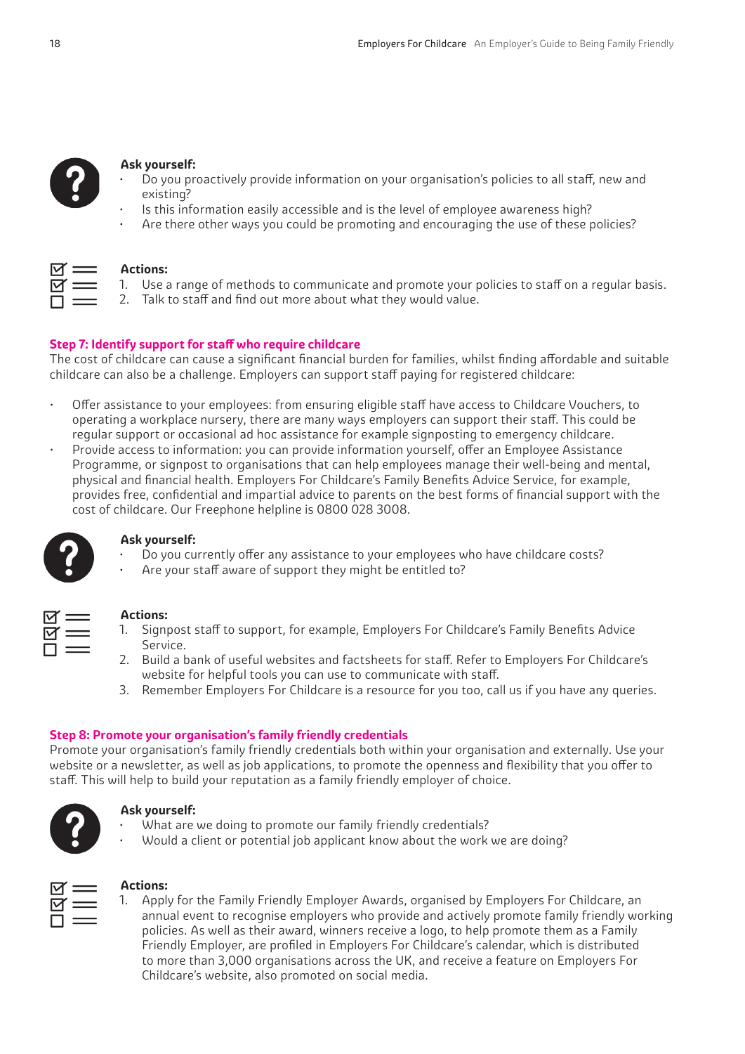**Ask yourself:**

- Do you proactively provide information on your organisation's policies to all staff, new and existing?
- Is this information easily accessible and is the level of employee awareness high?
- Are there other ways you could be promoting and encouraging the use of these policies?

**Actions:**

1. Use a range of methods to communicate and promote your policies to staff on a regular basis.
2. Talk to staff and find out more about what they would value.

## Step 7: Identify support for staff who require childcare

The cost of childcare can cause a significant financial burden for families, whilst finding affordable and suitable childcare can also be a challenge. Employers can support staff paying for registered childcare:

- Offer assistance to your employees: from ensuring eligible staff have access to Childcare Vouchers, to operating a workplace nursery, there are many ways employers can support their staff. This could be regular support or occasional ad hoc assistance for example signposting to emergency childcare.
- Provide access to information: you can provide information yourself, offer an Employee Assistance Programme, or signpost to organisations that can help employees manage their well-being and mental, physical and financial health. Employers For Childcare's Family Benefits Advice Service, for example, provides free, confidential and impartial advice to parents on the best forms of financial support with the cost of childcare. Our Freephone helpline is 0800 028 3008.

**Ask yourself:**

- Do you currently offer any assistance to your employees who have childcare costs?
- Are your staff aware of support they might be entitled to?

**Actions:**

1. Signpost staff to support, for example, Employers For Childcare's Family Benefits Advice Service.
2. Build a bank of useful websites and factsheets for staff. Refer to Employers For Childcare's website for helpful tools you can use to communicate with staff.
3. Remember Employers For Childcare is a resource for you too, call us if you have any queries.

## Step 8: Promote your organisation's family friendly credentials

Promote your organisation's family friendly credentials both within your organisation and externally. Use your website or a newsletter, as well as job applications, to promote the openness and flexibility that you offer to staff. This will help to build your reputation as a family friendly employer of choice.

**Ask yourself:**

- What are we doing to promote our family friendly credentials?
- Would a client or potential job applicant know about the work we are doing?

**Actions:**

1. Apply for the Family Friendly Employer Awards, organised by Employers For Childcare, an annual event to recognise employers who provide and actively promote family friendly working policies. As well as their award, winners receive a logo, to help promote them as a Family Friendly Employer, are profiled in Employers For Childcare's calendar, which is distributed to more than 3,000 organisations across the UK, and receive a feature on Employers For Childcare's website, also promoted on social media.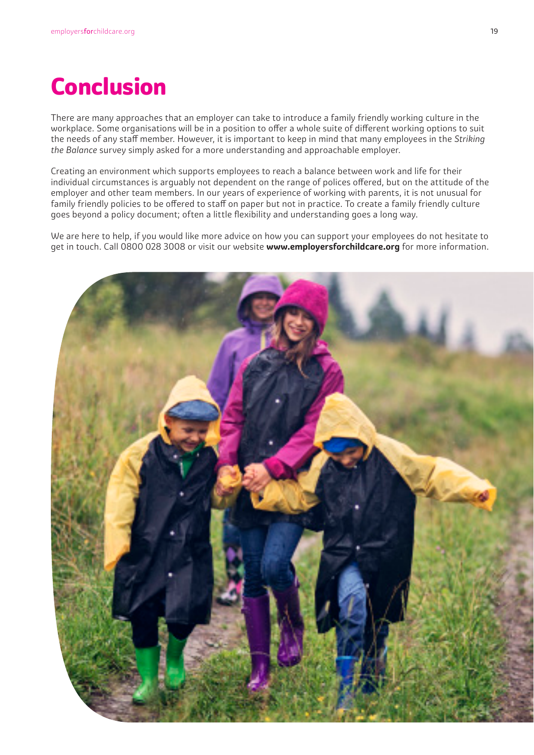# Conclusion

There are many approaches that an employer can take to introduce a family friendly working culture in the workplace. Some organisations will be in a position to offer a whole suite of different working options to suit the needs of any staff member. However, it is important to keep in mind that many employees in the *Striking the Balance* survey simply asked for a more understanding and approachable employer.

Creating an environment which supports employees to reach a balance between work and life for their individual circumstances is arguably not dependent on the range of polices offered, but on the attitude of the employer and other team members. In our years of experience of working with parents, it is not unusual for family friendly policies to be offered to staff on paper but not in practice. To create a family friendly culture goes beyond a policy document; often a little flexibility and understanding goes a long way.

We are here to help, if you would like more advice on how you can support your employees do not hesitate to get in touch. Call 0800 028 3008 or visit our website **www.employersforchildcare.org** for more information.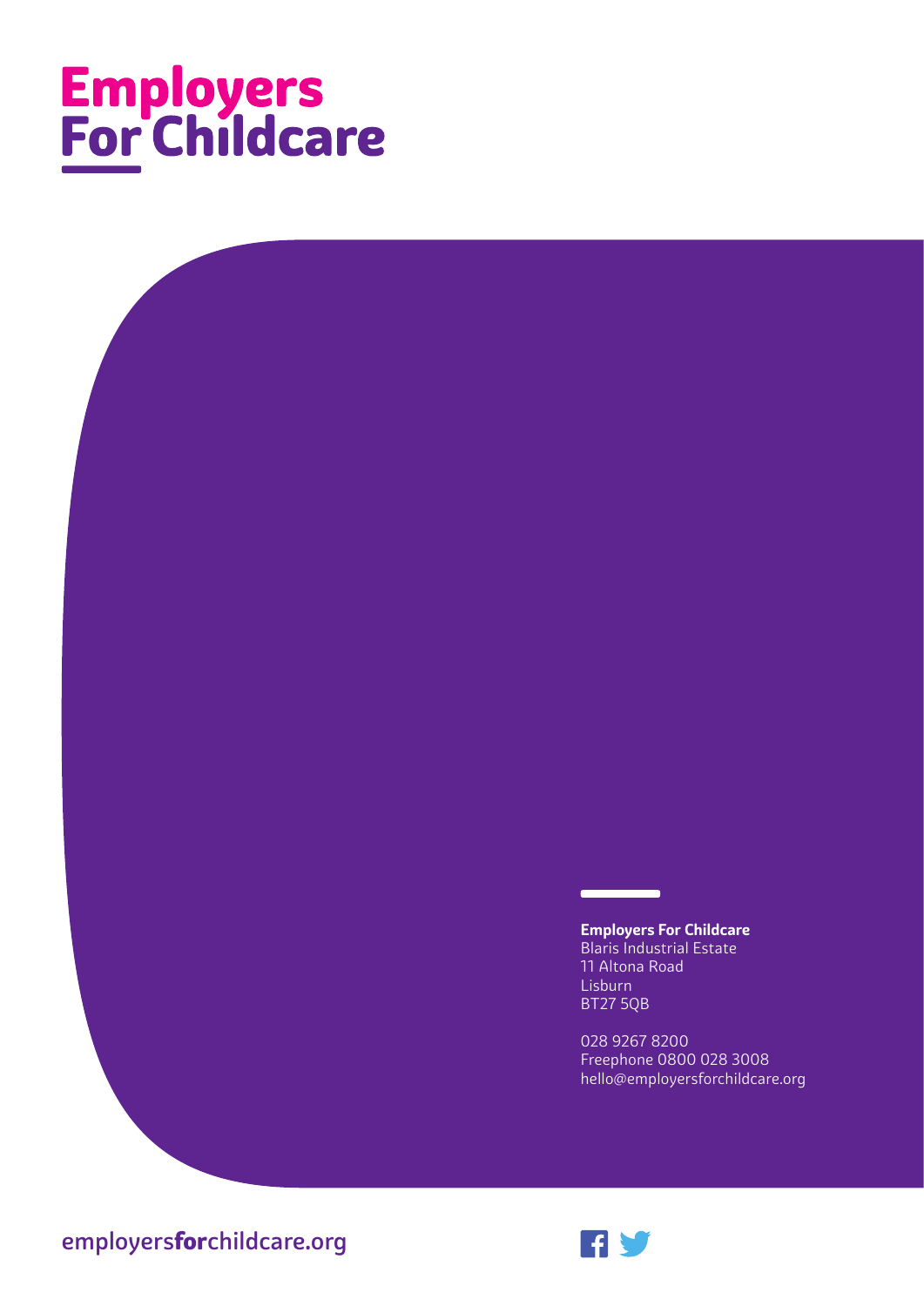# Employers For Childcare

**Employers For Childcare**
Blaris Industrial Estate
11 Altona Road
Lisburn
BT27 5QB

028 9267 8200
Freephone 0800 028 3008
hello@employersforchildcare.org

employers**for**childcare.org